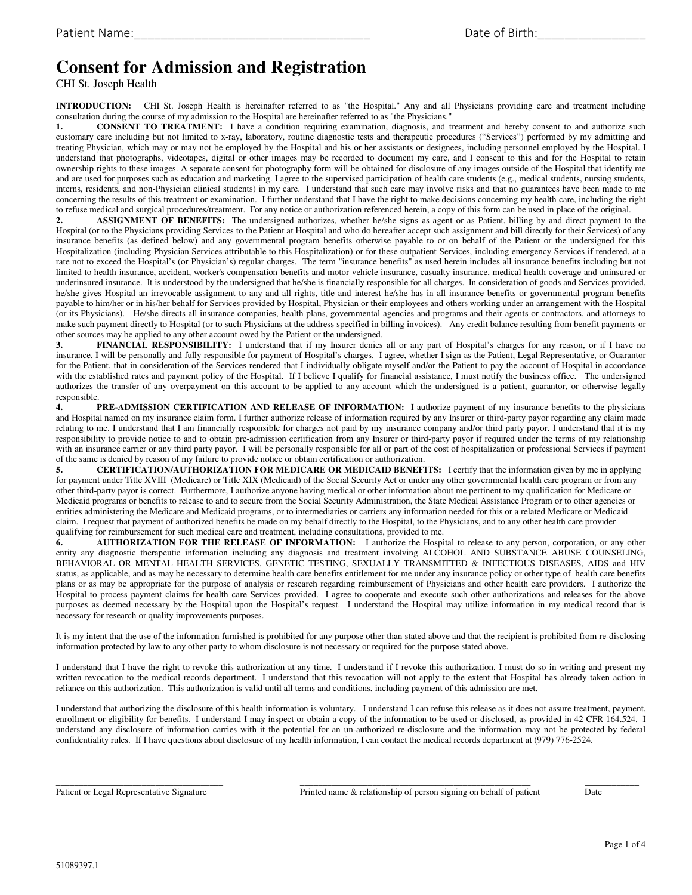Patient Name:_______________________________________ Date of Birth:_________________

# Consent for Admission and Registration

CHI St. Joseph Health

**INTRODUCTION:** CHI St. Joseph Health is hereinafter referred to as "the Hospital." Any and all Physicians providing care and treatment including consultation during the course of my admission to the Hospital are hereinafter referred to as "the Physicians."

**1. CONSENT TO TREATMENT:** I have a condition requiring examination, diagnosis, and treatment and hereby consent to and authorize such customary care including but not limited to x-ray, laboratory, routine diagnostic tests and therapeutic procedures ("Services") performed by my admitting and treating Physician, which may or may not be employed by the Hospital and his or her assistants or designees, including personnel employed by the Hospital. I understand that photographs, videotapes, digital or other images may be recorded to document my care, and I consent to this and for the Hospital to retain ownership rights to these images. A separate consent for photography form will be obtained for disclosure of any images outside of the Hospital that identify me and are used for purposes such as education and marketing. I agree to the supervised participation of health care students (e.g., medical students, nursing students, interns, residents, and non-Physician clinical students) in my care. I understand that such care may involve risks and that no guarantees have been made to me concerning the results of this treatment or examination. I further understand that I have the right to make decisions concerning my health care, including the right to refuse medical and surgical procedures/treatment. For any notice or authorization referenced herein, a copy of this form can be used in place of the original.

**2. ASSIGNMENT OF BENEFITS:** The undersigned authorizes, whether he/she signs as agent or as Patient, billing by and direct payment to the Hospital (or to the Physicians providing Services to the Patient at Hospital and who do hereafter accept such assignment and bill directly for their Services) of any insurance benefits (as defined below) and any governmental program benefits otherwise payable to or on behalf of the Patient or the undersigned for this Hospitalization (including Physician Services attributable to this Hospitalization) or for these outpatient Services, including emergency Services if rendered, at a rate not to exceed the Hospital's (or Physician's) regular charges. The term "insurance benefits" as used herein includes all insurance benefits including but not limited to health insurance, accident, worker's compensation benefits and motor vehicle insurance, casualty insurance, medical health coverage and uninsured or underinsured insurance. It is understood by the undersigned that he/she is financially responsible for all charges. In consideration of goods and Services provided, he/she gives Hospital an irrevocable assignment to any and all rights, title and interest he/she has in all insurance benefits or governmental program benefits payable to him/her or in his/her behalf for Services provided by Hospital, Physician or their employees and others working under an arrangement with the Hospital (or its Physicians). He/she directs all insurance companies, health plans, governmental agencies and programs and their agents or contractors, and attorneys to make such payment directly to Hospital (or to such Physicians at the address specified in billing invoices). Any credit balance resulting from benefit payments or other sources may be applied to any other account owed by the Patient or the undersigned.

**3. FINANCIAL RESPONSIBILITY:** I understand that if my Insurer denies all or any part of Hospital's charges for any reason, or if I have no insurance, I will be personally and fully responsible for payment of Hospital's charges. I agree, whether I sign as the Patient, Legal Representative, or Guarantor for the Patient, that in consideration of the Services rendered that I individually obligate myself and/or the Patient to pay the account of Hospital in accordance with the established rates and payment policy of the Hospital. If I believe I qualify for financial assistance, I must notify the business office. The undersigned authorizes the transfer of any overpayment on this account to be applied to any account which the undersigned is a patient, guarantor, or otherwise legally responsible.

**4. PRE-ADMISSION CERTIFICATION AND RELEASE OF INFORMATION:** I authorize payment of my insurance benefits to the physicians and Hospital named on my insurance claim form. I further authorize release of information required by any Insurer or third-party payor regarding any claim made relating to me. I understand that I am financially responsible for charges not paid by my insurance company and/or third party payor. I understand that it is my responsibility to provide notice to and to obtain pre-admission certification from any Insurer or third-party payor if required under the terms of my relationship with an insurance carrier or any third party payor. I will be personally responsible for all or part of the cost of hospitalization or professional Services if payment of the same is denied by reason of my failure to provide notice or obtain certification or authorization.

**5. CERTIFICATION/AUTHORIZATION FOR MEDICARE OR MEDICAID BENEFITS:** I certify that the information given by me in applying for payment under Title XVIII (Medicare) or Title XIX (Medicaid) of the Social Security Act or under any other governmental health care program or from any other third-party payor is correct. Furthermore, I authorize anyone having medical or other information about me pertinent to my qualification for Medicare or Medicaid programs or benefits to release to and to secure from the Social Security Administration, the State Medical Assistance Program or to other agencies or entities administering the Medicare and Medicaid programs, or to intermediaries or carriers any information needed for this or a related Medicare or Medicaid claim. I request that payment of authorized benefits be made on my behalf directly to the Hospital, to the Physicians, and to any other health care provider qualifying for reimbursement for such medical care and treatment, including consultations, provided to me.

**6. AUTHORIZATION FOR THE RELEASE OF INFORMATION:** I authorize the Hospital to release to any person, corporation, or any other entity any diagnostic therapeutic information including any diagnosis and treatment involving ALCOHOL AND SUBSTANCE ABUSE COUNSELING, BEHAVIORAL OR MENTAL HEALTH SERVICES, GENETIC TESTING, SEXUALLY TRANSMITTED & INFECTIOUS DISEASES, AIDS and HIV status, as applicable, and as may be necessary to determine health care benefits entitlement for me under any insurance policy or other type of health care benefits plans or as may be appropriate for the purpose of analysis or research regarding reimbursement of Physicians and other health care providers. I authorize the Hospital to process payment claims for health care Services provided. I agree to cooperate and execute such other authorizations and releases for the above purposes as deemed necessary by the Hospital upon the Hospital's request. I understand the Hospital may utilize information in my medical record that is necessary for research or quality improvements purposes.

It is my intent that the use of the information furnished is prohibited for any purpose other than stated above and that the recipient is prohibited from re-disclosing information protected by law to any other party to whom disclosure is not necessary or required for the purpose stated above.

I understand that I have the right to revoke this authorization at any time. I understand if I revoke this authorization, I must do so in writing and present my written revocation to the medical records department. I understand that this revocation will not apply to the extent that Hospital has already taken action in reliance on this authorization. This authorization is valid until all terms and conditions, including payment of this admission are met.

I understand that authorizing the disclosure of this health information is voluntary. I understand I can refuse this release as it does not assure treatment, payment, enrollment or eligibility for benefits. I understand I may inspect or obtain a copy of the information to be used or disclosed, as provided in 42 CFR 164.524. I understand any disclosure of information carries with it the potential for an un-authorized re-disclosure and the information may not be protected by federal confidentiality rules. If I have questions about disclosure of my health information, I can contact the medical records department at (979) 776-2524.

_________________________________ Patient or Legal Representative Signature

_________________________________ Printed name & relationship of person signing on behalf of patient

____________ Date

51089397.1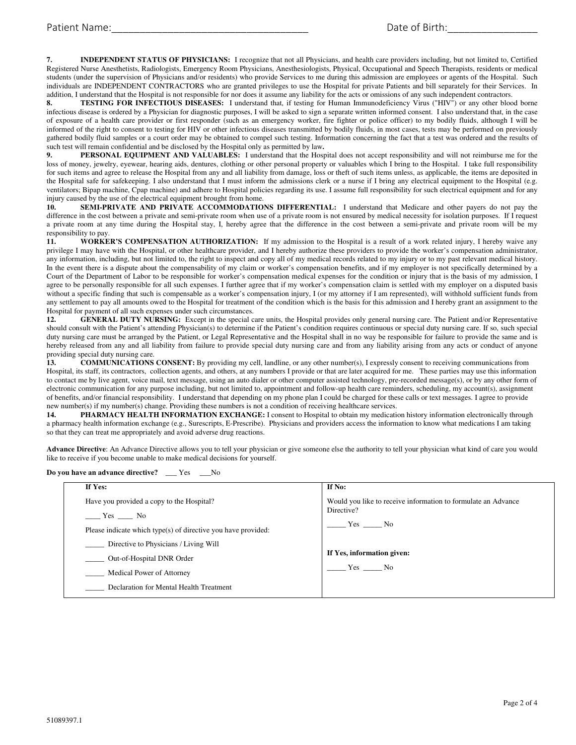Patient Name:_______________________________________ Date of Birth:_________________

**7. INDEPENDENT STATUS OF PHYSICIANS:** I recognize that not all Physicians, and health care providers including, but not limited to, Certified Registered Nurse Anesthetists, Radiologists, Emergency Room Physicians, Anesthesiologists, Physical, Occupational and Speech Therapists, residents or medical students (under the supervision of Physicians and/or residents) who provide Services to me during this admission are employees or agents of the Hospital. Such individuals are INDEPENDENT CONTRACTORS who are granted privileges to use the Hospital for private Patients and bill separately for their Services. In addition, I understand that the Hospital is not responsible for nor does it assume any liability for the acts or omissions of any such independent contractors.

**8. TESTING FOR INFECTIOUS DISEASES:** I understand that, if testing for Human Immunodeficiency Virus ("HIV") or any other blood borne infectious disease is ordered by a Physician for diagnostic purposes, I will be asked to sign a separate written informed consent. I also understand that, in the case of exposure of a health care provider or first responder (such as an emergency worker, fire fighter or police officer) to my bodily fluids, although I will be informed of the right to consent to testing for HIV or other infectious diseases transmitted by bodily fluids, in most cases, tests may be performed on previously gathered bodily fluid samples or a court order may be obtained to compel such testing. Information concerning the fact that a test was ordered and the results of such test will remain confidential and be disclosed by the Hospital only as permitted by law**.**

**9. PERSONAL EQUIPMENT AND VALUABLES:** I understand that the Hospital does not accept responsibility and will not reimburse me for the loss of money, jewelry, eyewear, hearing aids, dentures, clothing or other personal property or valuables which I bring to the Hospital. I take full responsibility for such items and agree to release the Hospital from any and all liability from damage, loss or theft of such items unless, as applicable, the items are deposited in the Hospital safe for safekeeping. I also understand that I must inform the admissions clerk or a nurse if I bring any electrical equipment to the Hospital (e.g. ventilators; Bipap machine, Cpap machine) and adhere to Hospital policies regarding its use. I assume full responsibility for such electrical equipment and for any injury caused by the use of the electrical equipment brought from home.

**10. SEMI-PRIVATE AND PRIVATE ACCOMMODATIONS DIFFERENTIAL:** I understand that Medicare and other payers do not pay the difference in the cost between a private and semi-private room when use of a private room is not ensured by medical necessity for isolation purposes. If I request a private room at any time during the Hospital stay, I, hereby agree that the difference in the cost between a semi-private and private room will be my responsibility to pay.

**11. WORKER'S COMPENSATION AUTHORIZATION:** If my admission to the Hospital is a result of a work related injury, I hereby waive any privilege I may have with the Hospital, or other healthcare provider, and I hereby authorize these providers to provide the worker's compensation administrator, any information, including, but not limited to, the right to inspect and copy all of my medical records related to my injury or to my past relevant medical history. In the event there is a dispute about the compensability of my claim or worker's compensation benefits, and if my employer is not specifically determined by a Court of the Department of Labor to be responsible for worker's compensation medical expenses for the condition or injury that is the basis of my admission, I agree to be personally responsible for all such expenses. I further agree that if my worker's compensation claim is settled with my employer on a disputed basis without a specific finding that such is compensable as a worker's compensation injury, I (or my attorney if I am represented), will withhold sufficient funds from any settlement to pay all amounts owed to the Hospital for treatment of the condition which is the basis for this admission and I hereby grant an assignment to the Hospital for payment of all such expenses under such circumstances.

**12. GENERAL DUTY NURSING:** Except in the special care units, the Hospital provides only general nursing care. The Patient and/or Representative should consult with the Patient's attending Physician(s) to determine if the Patient's condition requires continuous or special duty nursing care. If so, such special duty nursing care must be arranged by the Patient, or Legal Representative and the Hospital shall in no way be responsible for failure to provide the same and is hereby released from any and all liability from failure to provide special duty nursing care and from any liability arising from any acts or conduct of anyone providing special duty nursing care.

**13. COMMUNICATIONS CONSENT:** By providing my cell, landline, or any other number(s), I expressly consent to receiving communications from Hospital, its staff, its contractors, collection agents, and others, at any numbers I provide or that are later acquired for me. These parties may use this information to contact me by live agent, voice mail, text message, using an auto dialer or other computer assisted technology, pre-recorded message(s), or by any other form of electronic communication for any purpose including, but not limited to, appointment and follow-up health care reminders, scheduling, my account(s), assignment of benefits, and/or financial responsibility. I understand that depending on my phone plan I could be charged for these calls or text messages. I agree to provide new number(s) if my number(s) change. Providing these numbers is not a condition of receiving healthcare services.

**14. PHARMACY HEALTH INFORMATION EXCHANGE:** I consent to Hospital to obtain my medication history information electronically through a pharmacy health information exchange (e.g., Surescripts, E-Prescribe). Physicians and providers access the information to know what medications I am taking so that they can treat me appropriately and avoid adverse drug reactions.

**Advance Directive**: An Advance Directive allows you to tell your physician or give someone else the authority to tell your physician what kind of care you would like to receive if you become unable to make medical decisions for yourself.

**Do you have an advance directive?** ___ Yes ___No

| **If Yes:** | **If No:** |
|---|---|
| Have you provided a copy to the Hospital?<br>____ Yes ____ No<br>Please indicate which type(s) of directive you have provided:<br>_____ Directive to Physicians / Living Will<br>_____ Out-of-Hospital DNR Order<br>_____ Medical Power of Attorney<br>_____ Declaration for Mental Health Treatment | Would you like to receive information to formulate an Advance Directive?<br>_____ Yes _____ No<br><br>**If Yes, information given:**<br>_____ Yes _____ No |

51089397.1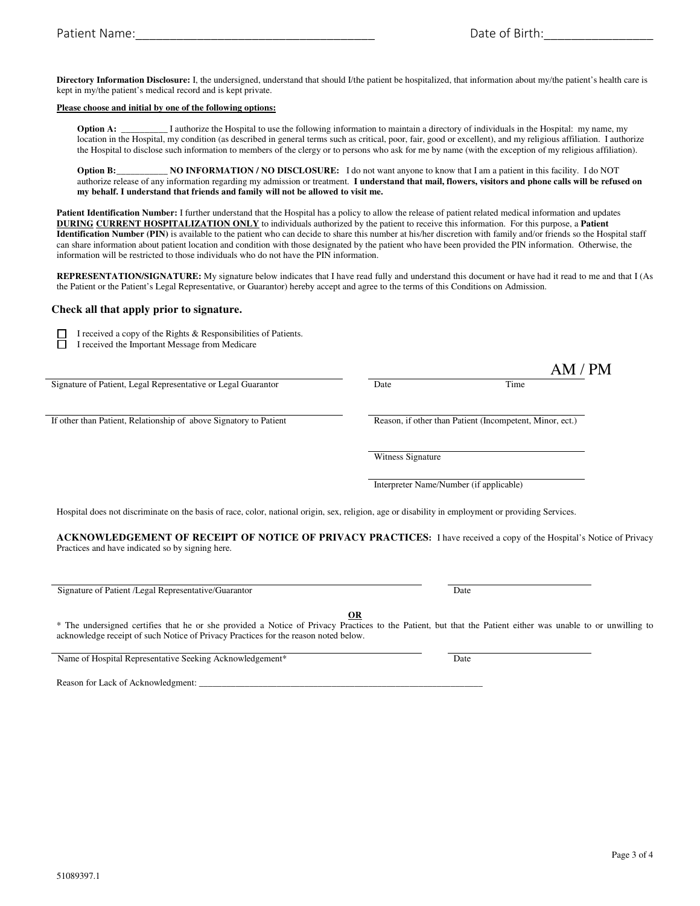Patient Name:_____________________________________ Date of Birth:_________________

**Directory Information Disclosure:** I, the undersigned, understand that should I/the patient be hospitalized, that information about my/the patient's health care is kept in my/the patient's medical record and is kept private.

**Please choose and initial by one of the following options:**

**Option A:** __________ I authorize the Hospital to use the following information to maintain a directory of individuals in the Hospital: my name, my location in the Hospital, my condition (as described in general terms such as critical, poor, fair, good or excellent), and my religious affiliation. I authorize the Hospital to disclose such information to members of the clergy or to persons who ask for me by name (with the exception of my religious affiliation).

**Option B:**___________ **NO INFORMATION / NO DISCLOSURE:** I do not want anyone to know that I am a patient in this facility. I do NOT authorize release of any information regarding my admission or treatment. **I understand that mail, flowers, visitors and phone calls will be refused on my behalf. I understand that friends and family will not be allowed to visit me.**

**Patient Identification Number:** I further understand that the Hospital has a policy to allow the release of patient related medical information and updates **DURING CURRENT HOSPITALIZATION ONLY** to individuals authorized by the patient to receive this information. For this purpose, a **Patient Identification Number (PIN)** is available to the patient who can decide to share this number at his/her discretion with family and/or friends so the Hospital staff can share information about patient location and condition with those designated by the patient who have been provided the PIN information. Otherwise, the information will be restricted to those individuals who do not have the PIN information.

**REPRESENTATION/SIGNATURE:** My signature below indicates that I have read fully and understand this document or have had it read to me and that I (As the Patient or the Patient's Legal Representative, or Guarantor) hereby accept and agree to the terms of this Conditions on Admission.

**Check all that apply prior to signature.**

- ☐ I received a copy of the Rights & Responsibilities of Patients.
- ☐ I received the Important Message from Medicare

_____________________________________ Signature of Patient, Legal Representative or Legal Guarantor

_____________________________________ Date Time AM / PM

_____________________________________ If other than Patient, Relationship of above Signatory to Patient

_____________________________________ Reason, if other than Patient (Incompetent, Minor, ect.)

_____________________________________ Witness Signature

_____________________________________ Interpreter Name/Number (if applicable)

Hospital does not discriminate on the basis of race, color, national origin, sex, religion, age or disability in employment or providing Services.

**ACKNOWLEDGEMENT OF RECEIPT OF NOTICE OF PRIVACY PRACTICES:** I have received a copy of the Hospital's Notice of Privacy Practices and have indicated so by signing here.

_____________________________________ Signature of Patient /Legal Representative/Guarantor

_______________ Date

**OR**

\* The undersigned certifies that he or she provided a Notice of Privacy Practices to the Patient, but that the Patient either was unable to or unwilling to acknowledge receipt of such Notice of Privacy Practices for the reason noted below.

_____________________________________ Name of Hospital Representative Seeking Acknowledgement*

_______________ Date

Reason for Lack of Acknowledgment: _______________________________________________________________

51089397.1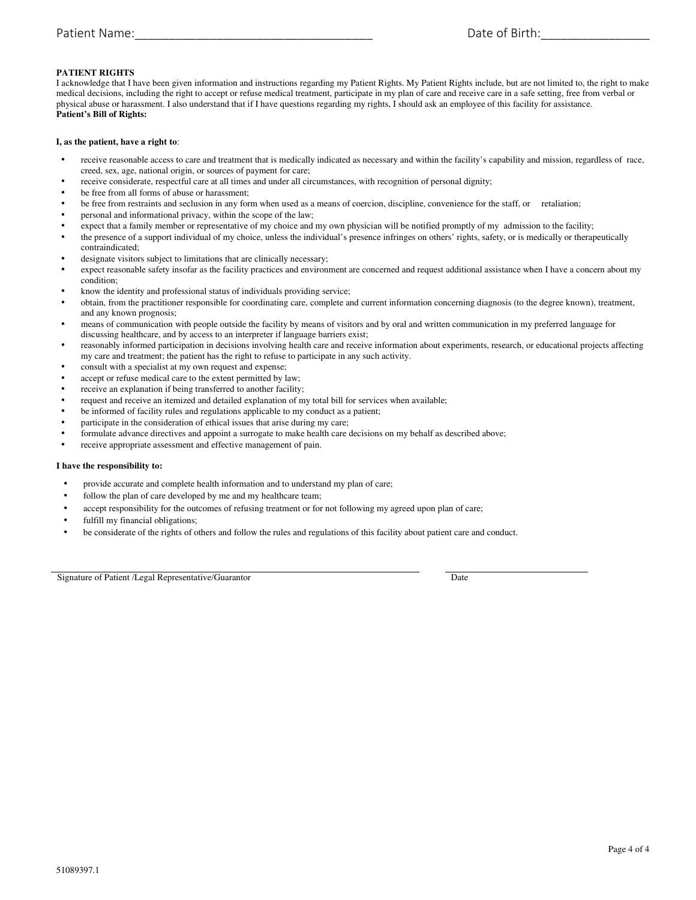Patient Name:______________________________________ Date of Birth:_________________

**PATIENT RIGHTS**

I acknowledge that I have been given information and instructions regarding my Patient Rights. My Patient Rights include, but are not limited to, the right to make medical decisions, including the right to accept or refuse medical treatment, participate in my plan of care and receive care in a safe setting, free from verbal or physical abuse or harassment. I also understand that if I have questions regarding my rights, I should ask an employee of this facility for assistance.

**Patient's Bill of Rights:**

**I, as the patient, have a right to**:

- receive reasonable access to care and treatment that is medically indicated as necessary and within the facility's capability and mission, regardless of race, creed, sex, age, national origin, or sources of payment for care;
- receive considerate, respectful care at all times and under all circumstances, with recognition of personal dignity;
- be free from all forms of abuse or harassment;
- be free from restraints and seclusion in any form when used as a means of coercion, discipline, convenience for the staff, or retaliation;
- personal and informational privacy, within the scope of the law;
- expect that a family member or representative of my choice and my own physician will be notified promptly of my admission to the facility;
- the presence of a support individual of my choice, unless the individual's presence infringes on others' rights, safety, or is medically or therapeutically contraindicated;
- designate visitors subject to limitations that are clinically necessary;
- expect reasonable safety insofar as the facility practices and environment are concerned and request additional assistance when I have a concern about my condition;
- know the identity and professional status of individuals providing service;
- obtain, from the practitioner responsible for coordinating care, complete and current information concerning diagnosis (to the degree known), treatment, and any known prognosis;
- means of communication with people outside the facility by means of visitors and by oral and written communication in my preferred language for discussing healthcare, and by access to an interpreter if language barriers exist;
- reasonably informed participation in decisions involving health care and receive information about experiments, research, or educational projects affecting my care and treatment; the patient has the right to refuse to participate in any such activity.
- consult with a specialist at my own request and expense;
- accept or refuse medical care to the extent permitted by law;
- receive an explanation if being transferred to another facility;
- request and receive an itemized and detailed explanation of my total bill for services when available;
- be informed of facility rules and regulations applicable to my conduct as a patient;
- participate in the consideration of ethical issues that arise during my care;
- formulate advance directives and appoint a surrogate to make health care decisions on my behalf as described above;
- receive appropriate assessment and effective management of pain.

**I have the responsibility to:**

- provide accurate and complete health information and to understand my plan of care;
- follow the plan of care developed by me and my healthcare team;
- accept responsibility for the outcomes of refusing treatment or for not following my agreed upon plan of care;
- fulfill my financial obligations;
- be considerate of the rights of others and follow the rules and regulations of this facility about patient care and conduct.

______________________________________________ ____________________

Signature of Patient /Legal Representative/Guarantor Date

51089397.1